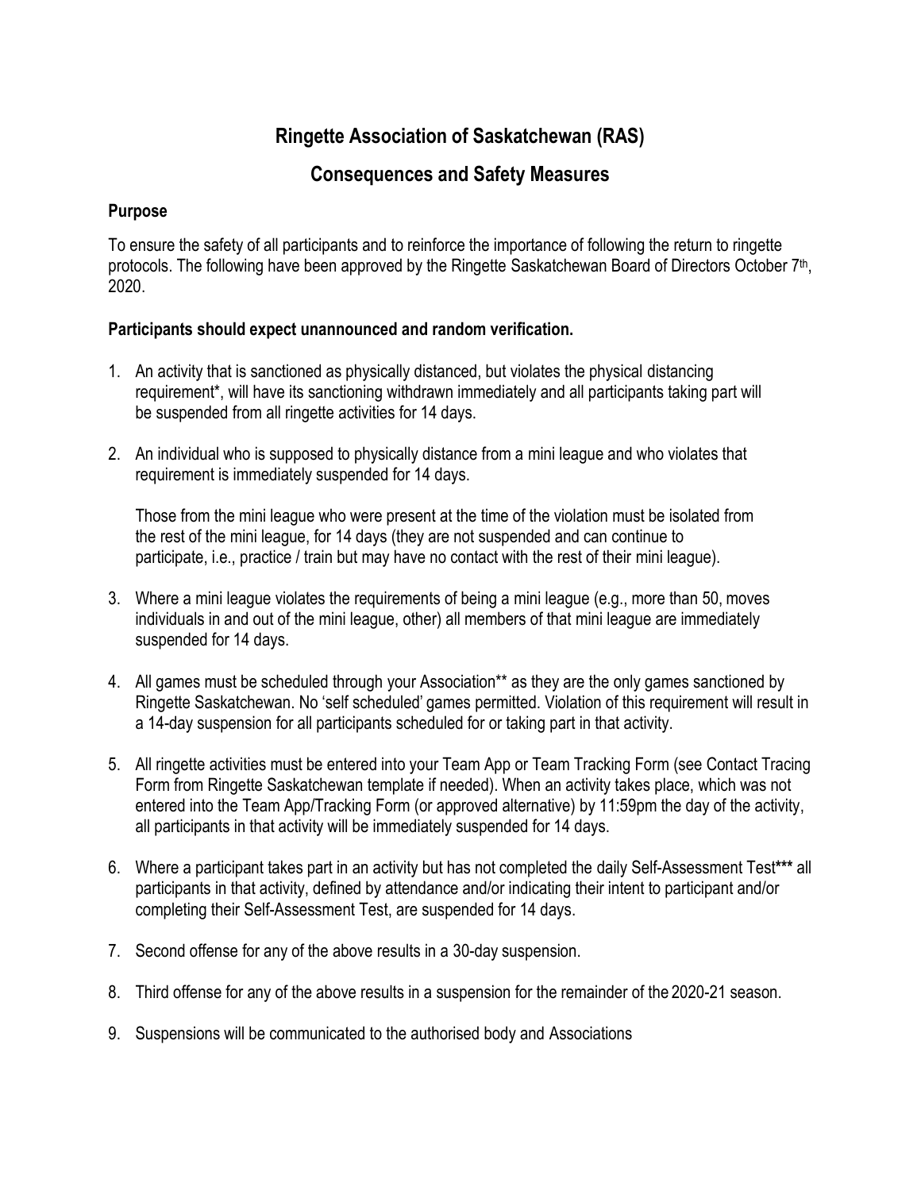# Ringette Association of Saskatchewan (RAS)

## Consequences and Safety Measures

### Purpose

To ensure the safety of all participants and to reinforce the importance of following the return to ringette protocols. The following have been approved by the Ringette Saskatchewan Board of Directors October 7th, 2020.

**Participants should expect unannounced and random verification.**

1. An activity that is sanctioned as physically distanced, but violates the physical distancing requirement*, will have its sanctioning withdrawn immediately and all participants taking part will be suspended from all ringette activities for 14 days.

2. An individual who is supposed to physically distance from a mini league and who violates that requirement is immediately suspended for 14 days.

   Those from the mini league who were present at the time of the violation must be isolated from the rest of the mini league, for 14 days (they are not suspended and can continue to participate, i.e., practice / train but may have no contact with the rest of their mini league).

3. Where a mini league violates the requirements of being a mini league (e.g., more than 50, moves individuals in and out of the mini league, other) all members of that mini league are immediately suspended for 14 days.

4. All games must be scheduled through your Association** as they are the only games sanctioned by Ringette Saskatchewan. No 'self scheduled' games permitted. Violation of this requirement will result in a 14-day suspension for all participants scheduled for or taking part in that activity.

5. All ringette activities must be entered into your Team App or Team Tracking Form (see Contact Tracing Form from Ringette Saskatchewan template if needed). When an activity takes place, which was not entered into the Team App/Tracking Form (or approved alternative) by 11:59pm the day of the activity, all participants in that activity will be immediately suspended for 14 days.

6. Where a participant takes part in an activity but has not completed the daily Self-Assessment Test*** all participants in that activity, defined by attendance and/or indicating their intent to participant and/or completing their Self-Assessment Test, are suspended for 14 days.

7. Second offense for any of the above results in a 30-day suspension.

8. Third offense for any of the above results in a suspension for the remainder of the 2020-21 season.

9. Suspensions will be communicated to the authorised body and Associations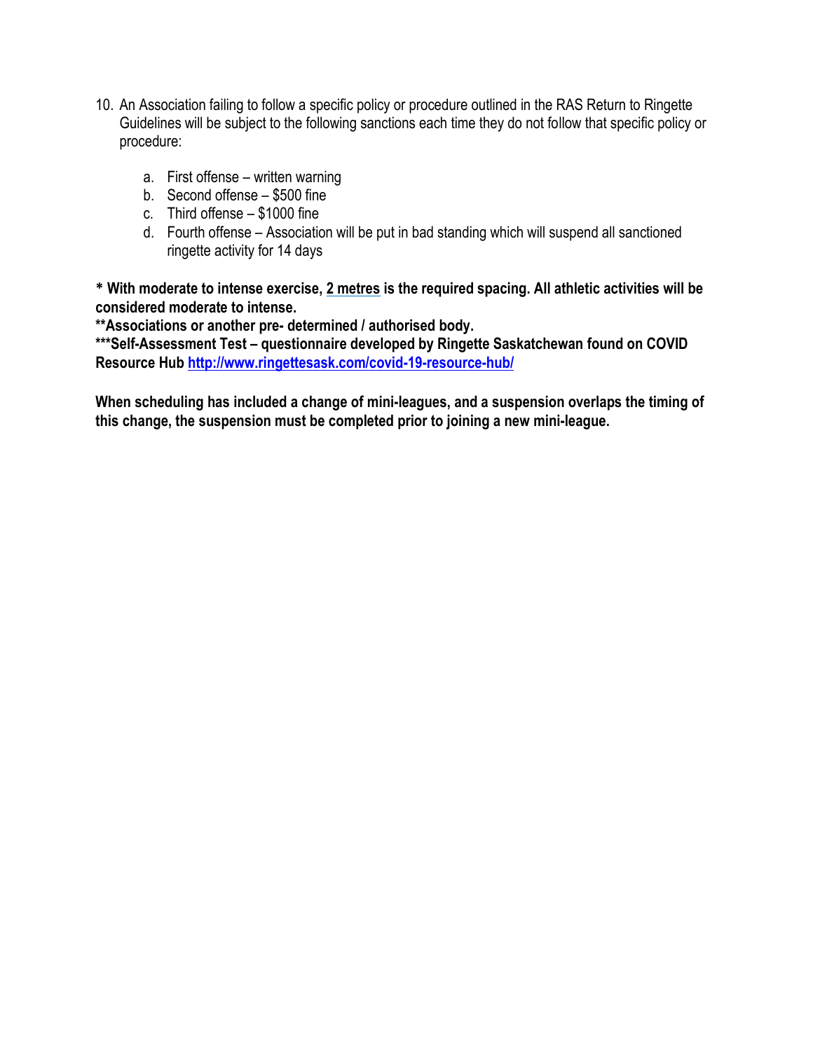10. An Association failing to follow a specific policy or procedure outlined in the RAS Return to Ringette Guidelines will be subject to the following sanctions each time they do not follow that specific policy or procedure:

    a. First offense – written warning
    b. Second offense – $500 fine
    c. Third offense – $1000 fine
    d. Fourth offense – Association will be put in bad standing which will suspend all sanctioned ringette activity for 14 days

**\* With moderate to intense exercise, 2 metres is the required spacing. All athletic activities will be considered moderate to intense.**

**\*\*Associations or another pre- determined / authorised body.**

**\*\*\*Self-Assessment Test – questionnaire developed by Ringette Saskatchewan found on COVID Resource Hub [http://www.ringettesask.com/covid-19-resource-hub/](http://www.ringettesask.com/covid-19-resource-hub/)**

**When scheduling has included a change of mini-leagues, and a suspension overlaps the timing of this change, the suspension must be completed prior to joining a new mini-league.**